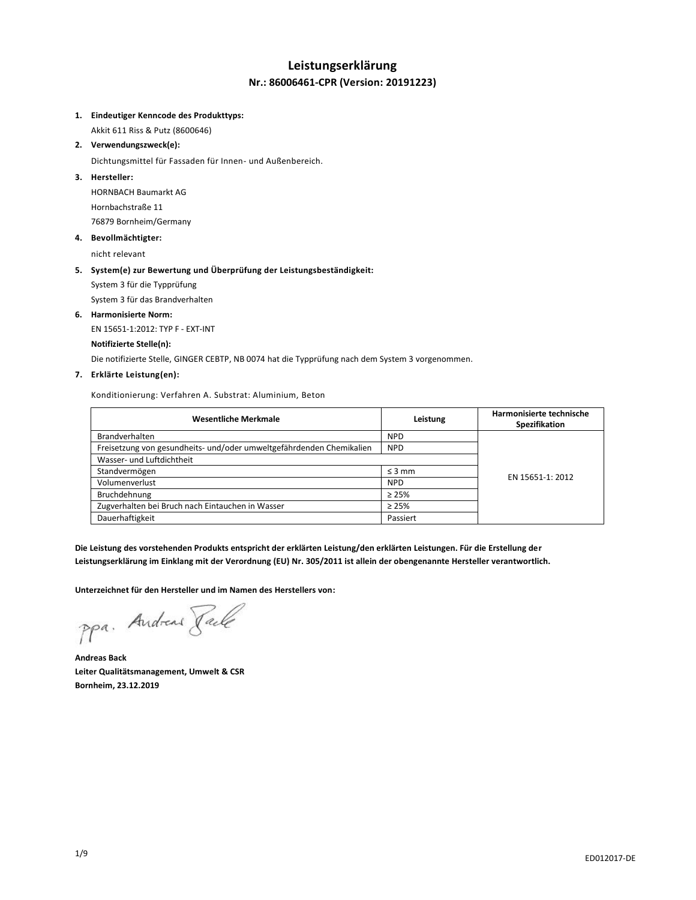# Leistungserklärung

## Nr.: 86006461-CPR (Version: 20191223)

1. **Eindeutiger Kenncode des Produkttyps:**
   Akkit 611 Riss & Putz (8600646)
2. **Verwendungszweck(e):**
   Dichtungsmittel für Fassaden für Innen- und Außenbereich.
3. **Hersteller:**
   HORNBACH Baumarkt AG
   Hornbachstraße 11
   76879 Bornheim/Germany
4. **Bevollmächtigter:**
   nicht relevant
5. **System(e) zur Bewertung und Überprüfung der Leistungsbeständigkeit:**
   System 3 für die Typprüfung
   System 3 für das Brandverhalten
6. **Harmonisierte Norm:**
   EN 15651-1:2012: TYP F - EXT-INT
   **Notifizierte Stelle(n):**
   Die notifizierte Stelle, GINGER CEBTP, NB 0074 hat die Typprüfung nach dem System 3 vorgenommen.
7. **Erklärte Leistung(en):**

Konditionierung: Verfahren A. Substrat: Aluminium, Beton

| Wesentliche Merkmale | Leistung | Harmonisierte technische Spezifikation |
|---|---|---|
| Brandverhalten | NPD | EN 15651-1: 2012 |
| Freisetzung von gesundheits- und/oder umweltgefährdenden Chemikalien | NPD | |
| Wasser- und Luftdichtheit | | |
| Standvermögen | ≤ 3 mm | |
| Volumenverlust | NPD | |
| Bruchdehnung | ≥ 25% | |
| Zugverhalten bei Bruch nach Eintauchen in Wasser | ≥ 25% | |
| Dauerhaftigkeit | Passiert | |

**Die Leistung des vorstehenden Produkts entspricht der erklärten Leistung/den erklärten Leistungen. Für die Erstellung der Leistungserklärung im Einklang mit der Verordnung (EU) Nr. 305/2011 ist allein der obengenannte Hersteller verantwortlich.**

**Unterzeichnet für den Hersteller und im Namen des Herstellers von:**

ppa. Andreas Back

**Andreas Back**
**Leiter Qualitätsmanagement, Umwelt & CSR**
**Bornheim, 23.12.2019**

ED012017-DE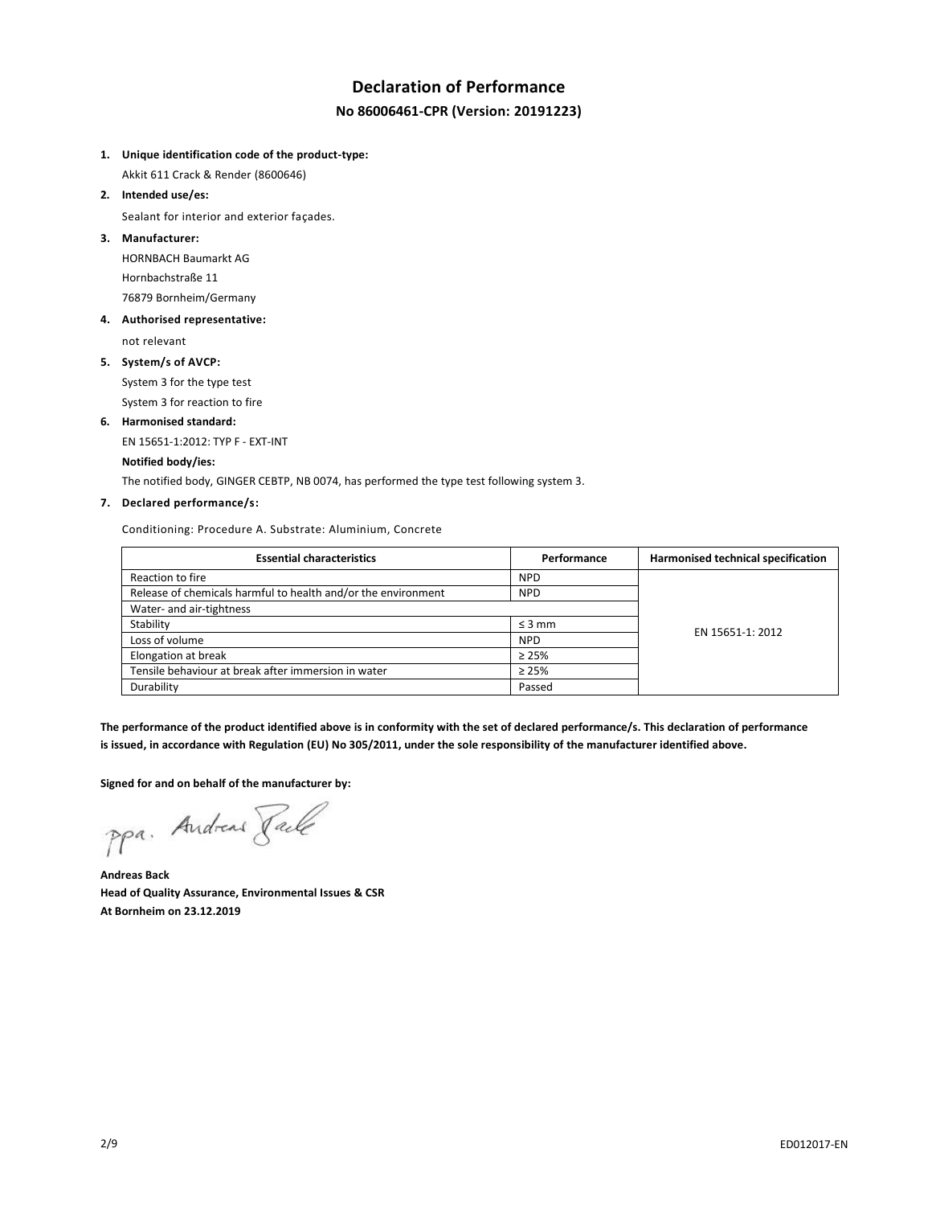# Declaration of Performance

## No 86006461-CPR (Version: 20191223)

1. **Unique identification code of the product-type:**

   Akkit 611 Crack & Render (8600646)

2. **Intended use/es:**

   Sealant for interior and exterior façades.

3. **Manufacturer:**

   HORNBACH Baumarkt AG
   Hornbachstraße 11
   76879 Bornheim/Germany

4. **Authorised representative:**

   not relevant

5. **System/s of AVCP:**

   System 3 for the type test
   System 3 for reaction to fire

6. **Harmonised standard:**

   EN 15651-1:2012: TYP F - EXT-INT

   **Notified body/ies:**

   The notified body, GINGER CEBTP, NB 0074, has performed the type test following system 3.

7. **Declared performance/s:**

   Conditioning: Procedure A. Substrate: Aluminium, Concrete

| Essential characteristics | Performance | Harmonised technical specification |
|---|---|---|
| Reaction to fire | NPD | EN 15651-1: 2012 |
| Release of chemicals harmful to health and/or the environment | NPD | |
| Water- and air-tightness | | |
| Stability | ≤ 3 mm | |
| Loss of volume | NPD | |
| Elongation at break | ≥ 25% | |
| Tensile behaviour at break after immersion in water | ≥ 25% | |
| Durability | Passed | |

**The performance of the product identified above is in conformity with the set of declared performance/s. This declaration of performance is issued, in accordance with Regulation (EU) No 305/2011, under the sole responsibility of the manufacturer identified above.**

**Signed for and on behalf of the manufacturer by:**

ppa. Andreas Back

**Andreas Back**
**Head of Quality Assurance, Environmental Issues & CSR**
**At Bornheim on 23.12.2019**

ED012017-EN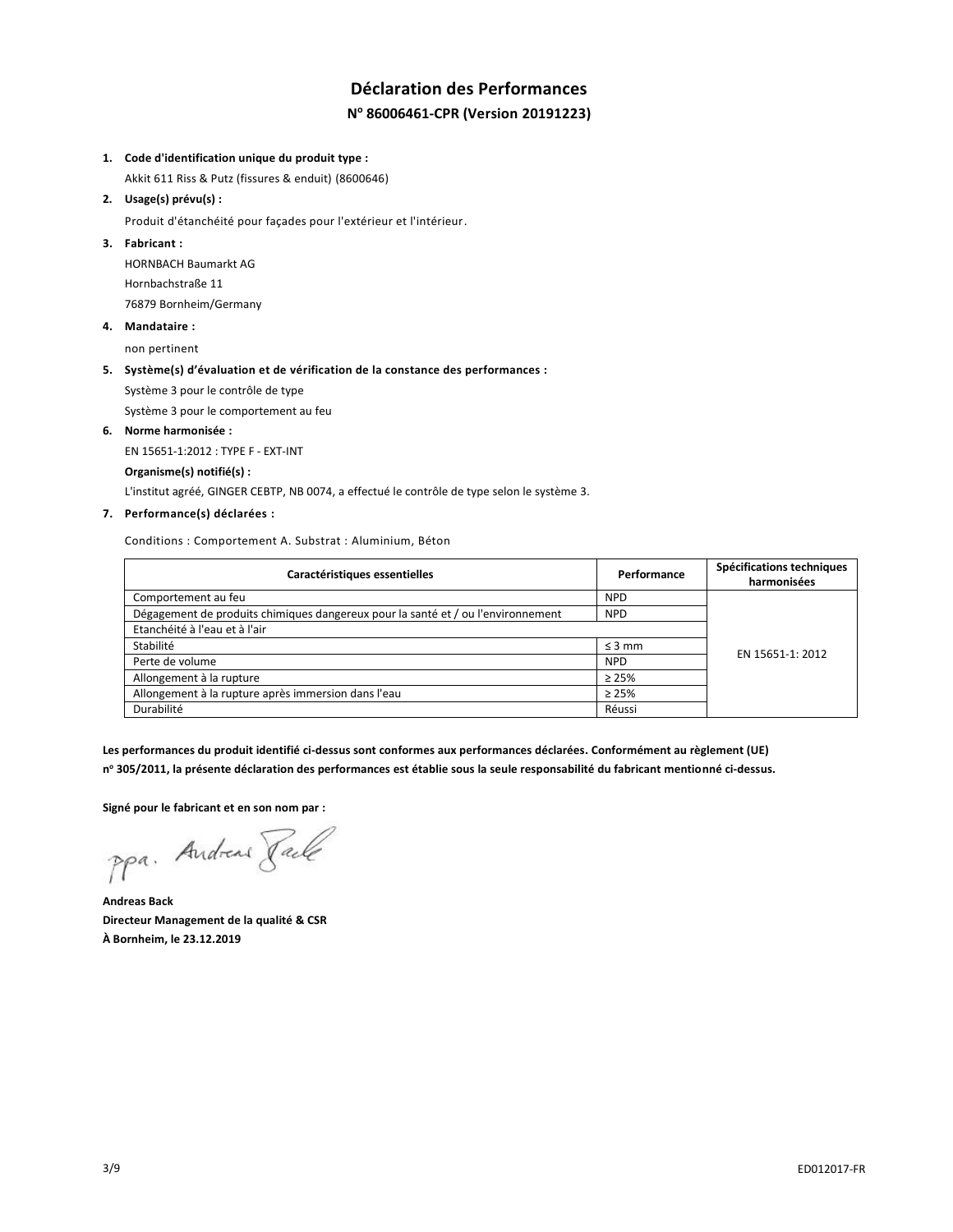# Déclaration des Performances

## N° 86006461-CPR (Version 20191223)

1. **Code d'identification unique du produit type :**

   Akkit 611 Riss & Putz (fissures & enduit) (8600646)

2. **Usage(s) prévu(s) :**

   Produit d'étanchéité pour façades pour l'extérieur et l'intérieur.

3. **Fabricant :**

   HORNBACH Baumarkt AG
   Hornbachstraße 11
   76879 Bornheim/Germany

4. **Mandataire :**

   non pertinent

5. **Système(s) d'évaluation et de vérification de la constance des performances :**

   Système 3 pour le contrôle de type
   Système 3 pour le comportement au feu

6. **Norme harmonisée :**

   EN 15651-1:2012 : TYPE F - EXT-INT

   **Organisme(s) notifié(s) :**

   L'institut agréé, GINGER CEBTP, NB 0074, a effectué le contrôle de type selon le système 3.

7. **Performance(s) déclarées :**

   Conditions : Comportement A. Substrat : Aluminium, Béton

| Caractéristiques essentielles | Performance | Spécifications techniques harmonisées |
|---|---|---|
| Comportement au feu | NPD | EN 15651-1: 2012 |
| Dégagement de produits chimiques dangereux pour la santé et / ou l'environnement | NPD | |
| Etanchéité à l'eau et à l'air | | |
| Stabilité | ≤ 3 mm | |
| Perte de volume | NPD | |
| Allongement à la rupture | ≥ 25% | |
| Allongement à la rupture après immersion dans l'eau | ≥ 25% | |
| Durabilité | Réussi | |

**Les performances du produit identifié ci-dessus sont conformes aux performances déclarées. Conformément au règlement (UE) n° 305/2011, la présente déclaration des performances est établie sous la seule responsabilité du fabricant mentionné ci-dessus.**

**Signé pour le fabricant et en son nom par :**

ppa. Andreas Back

**Andreas Back**
**Directeur Management de la qualité & CSR**
**À Bornheim, le 23.12.2019**

ED012017-FR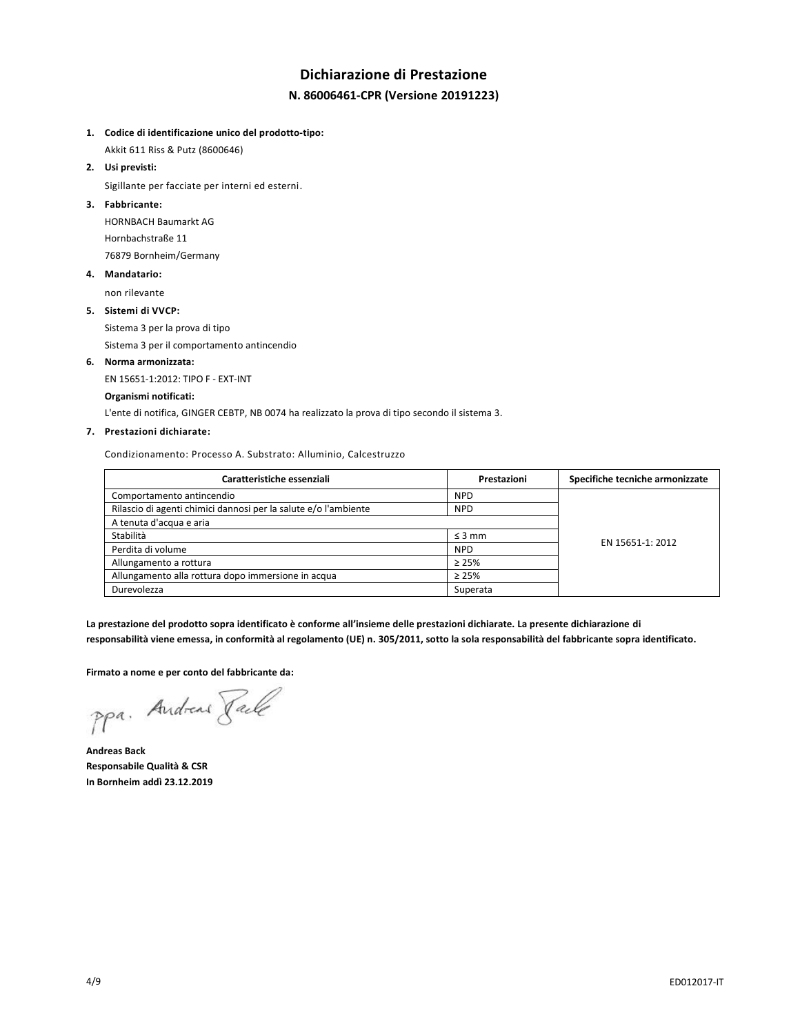# Dichiarazione di Prestazione

## N. 86006461-CPR (Versione 20191223)

1. **Codice di identificazione unico del prodotto-tipo:**

   Akkit 611 Riss & Putz (8600646)

2. **Usi previsti:**

   Sigillante per facciate per interni ed esterni.

3. **Fabbricante:**

   HORNBACH Baumarkt AG

   Hornbachstraße 11

   76879 Bornheim/Germany

4. **Mandatario:**

   non rilevante

5. **Sistemi di VVCP:**

   Sistema 3 per la prova di tipo

   Sistema 3 per il comportamento antincendio

6. **Norma armonizzata:**

   EN 15651-1:2012: TIPO F - EXT-INT

   **Organismi notificati:**

   L'ente di notifica, GINGER CEBTP, NB 0074 ha realizzato la prova di tipo secondo il sistema 3.

7. **Prestazioni dichiarate:**

   Condizionamento: Processo A. Substrato: Alluminio, Calcestruzzo

| Caratteristiche essenziali | Prestazioni | Specifiche tecniche armonizzate |
|---|---|---|
| Comportamento antincendio | NPD | EN 15651-1: 2012 |
| Rilascio di agenti chimici dannosi per la salute e/o l'ambiente | NPD | |
| A tenuta d'acqua e aria | | |
| Stabilità | ≤ 3 mm | |
| Perdita di volume | NPD | |
| Allungamento a rottura | ≥ 25% | |
| Allungamento alla rottura dopo immersione in acqua | ≥ 25% | |
| Durevolezza | Superata | |

**La prestazione del prodotto sopra identificato è conforme all'insieme delle prestazioni dichiarate. La presente dichiarazione di responsabilità viene emessa, in conformità al regolamento (UE) n. 305/2011, sotto la sola responsabilità del fabbricante sopra identificato.**

**Firmato a nome e per conto del fabbricante da:**

ppa. Andreas Back

**Andreas Back**
**Responsabile Qualità & CSR**
**In Bornheim addì 23.12.2019**

ED012017-IT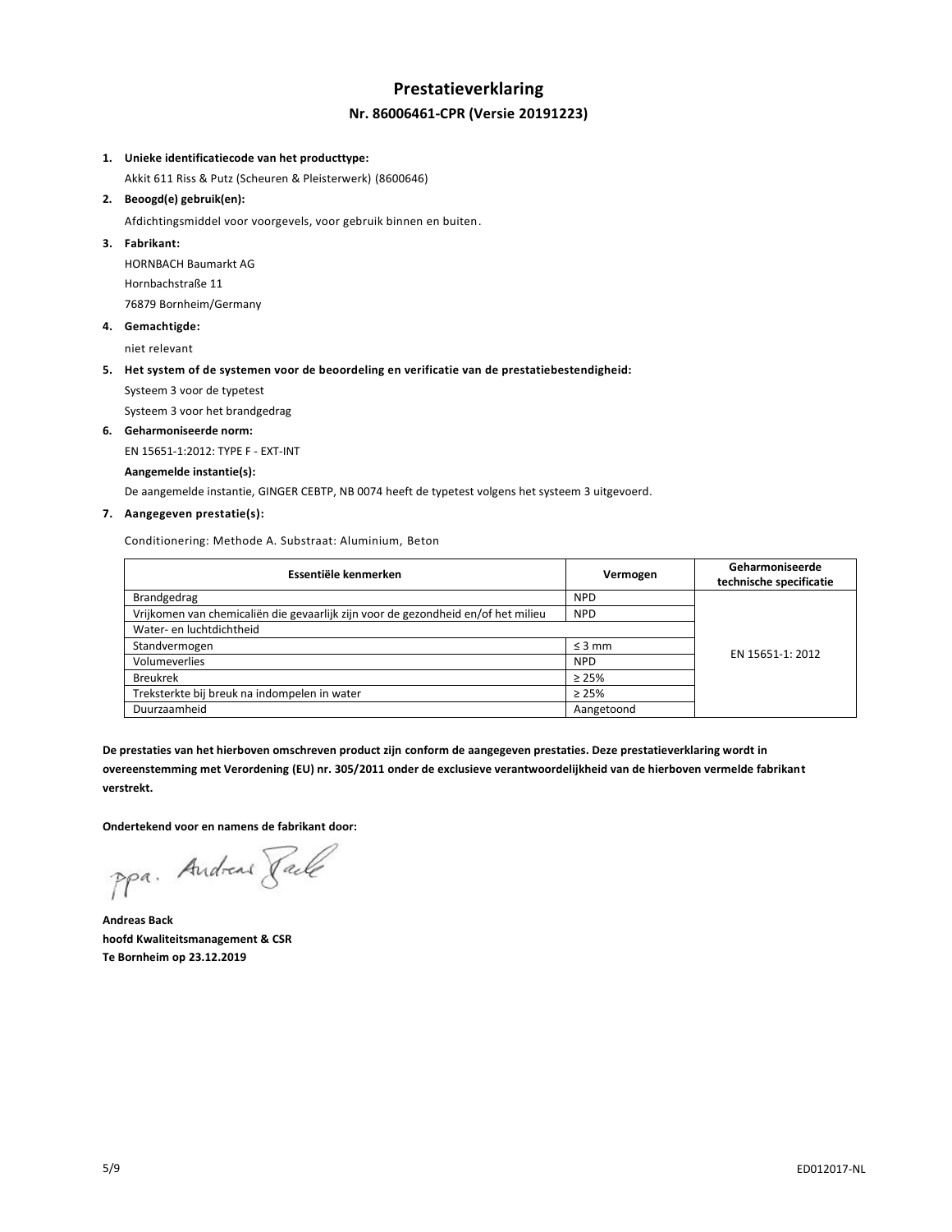# Prestatieverklaring

## Nr. 86006461-CPR (Versie 20191223)

1. **Unieke identificatiecode van het producttype:**

   Akkit 611 Riss & Putz (Scheuren & Pleisterwerk) (8600646)

2. **Beoogd(e) gebruik(en):**

   Afdichtingsmiddel voor voorgevels, voor gebruik binnen en buiten.

3. **Fabrikant:**

   HORNBACH Baumarkt AG

   Hornbachstraße 11

   76879 Bornheim/Germany

4. **Gemachtigde:**

   niet relevant

5. **Het system of de systemen voor de beoordeling en verificatie van de prestatiebestendigheid:**

   Systeem 3 voor de typetest

   Systeem 3 voor het brandgedrag

6. **Geharmoniseerde norm:**

   EN 15651-1:2012: TYPE F - EXT-INT

   **Aangemelde instantie(s):**

   De aangemelde instantie, GINGER CEBTP, NB 0074 heeft de typetest volgens het systeem 3 uitgevoerd.

7. **Aangegeven prestatie(s):**

   Conditionering: Methode A. Substraat: Aluminium, Beton

| Essentiële kenmerken | Vermogen | Geharmoniseerde technische specificatie |
|---|---|---|
| Brandgedrag | NPD | EN 15651-1: 2012 |
| Vrijkomen van chemicaliën die gevaarlijk zijn voor de gezondheid en/of het milieu | NPD | |
| Water- en luchtdichtheid | | |
| Standvermogen | ≤ 3 mm | |
| Volumeverlies | NPD | |
| Breukrek | ≥ 25% | |
| Treksterkte bij breuk na indompelen in water | ≥ 25% | |
| Duurzaamheid | Aangetoond | |

**De prestaties van het hierboven omschreven product zijn conform de aangegeven prestaties. Deze prestatieverklaring wordt in overeenstemming met Verordening (EU) nr. 305/2011 onder de exclusieve verantwoordelijkheid van de hierboven vermelde fabrikant verstrekt.**

**Ondertekend voor en namens de fabrikant door:**

ppa. Andreas Back

**Andreas Back**
**hoofd Kwaliteitsmanagement & CSR**
**Te Bornheim op 23.12.2019**

ED012017-NL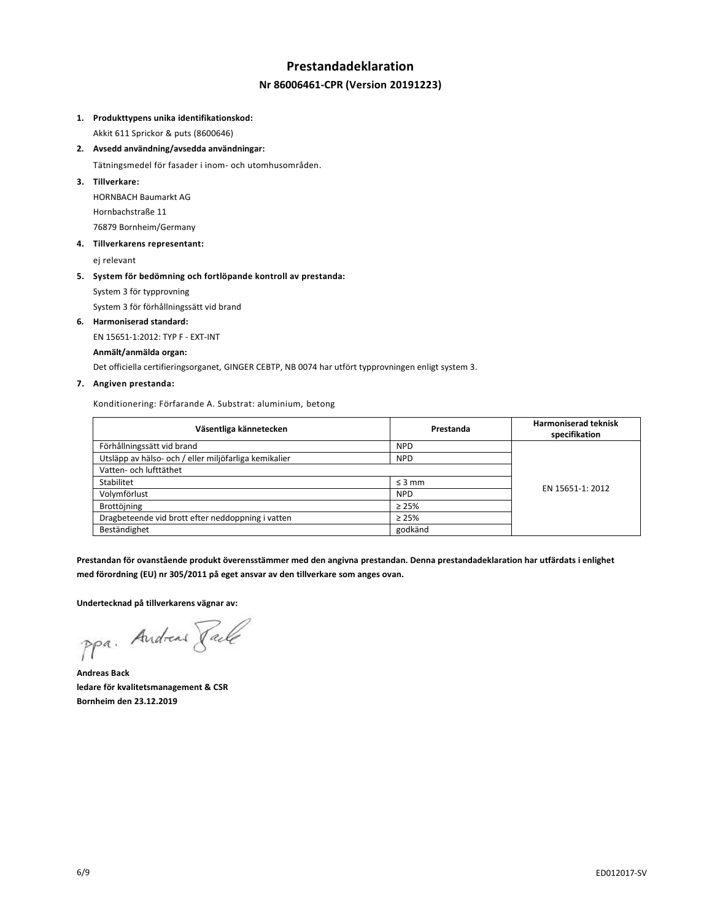# Prestandadeklaration

## Nr 86006461-CPR (Version 20191223)

1. **Produkttypens unika identifikationskod:**

   Akkit 611 Sprickor & puts (8600646)

2. **Avsedd användning/avsedda användningar:**

   Tätningsmedel för fasader i inom- och utomhusområden.

3. **Tillverkare:**

   HORNBACH Baumarkt AG

   Hornbachstraße 11

   76879 Bornheim/Germany

4. **Tillverkarens representant:**

   ej relevant

5. **System för bedömning och fortlöpande kontroll av prestanda:**

   System 3 för typprovning

   System 3 för förhållningssätt vid brand

6. **Harmoniserad standard:**

   EN 15651-1:2012: TYP F - EXT-INT

   **Anmält/anmälda organ:**

   Det officiella certifieringsorganet, GINGER CEBTP, NB 0074 har utfört typprovningen enligt system 3.

7. **Angiven prestanda:**

   Konditionering: Förfarande A. Substrat: aluminium, betong

| Väsentliga kännetecken | Prestanda | Harmoniserad teknisk specifikation |
|---|---|---|
| Förhållningssätt vid brand | NPD | EN 15651-1: 2012 |
| Utsläpp av hälso- och / eller miljöfarliga kemikalier | NPD | |
| Vatten- och lufttäthet | | |
| Stabilitet | ≤ 3 mm | |
| Volymförlust | NPD | |
| Brottöjning | ≥ 25% | |
| Dragbeteende vid brott efter neddoppning i vatten | ≥ 25% | |
| Beständighet | godkänd | |

**Prestandan för ovanstående produkt överensstämmer med den angivna prestandan. Denna prestandadeklaration har utfärdats i enlighet med förordning (EU) nr 305/2011 på eget ansvar av den tillverkare som anges ovan.**

**Undertecknad på tillverkarens vägnar av:**

ppa. Andreas Back

**Andreas Back**
**ledare för kvalitetsmanagement & CSR**
**Bornheim den 23.12.2019**

ED012017-SV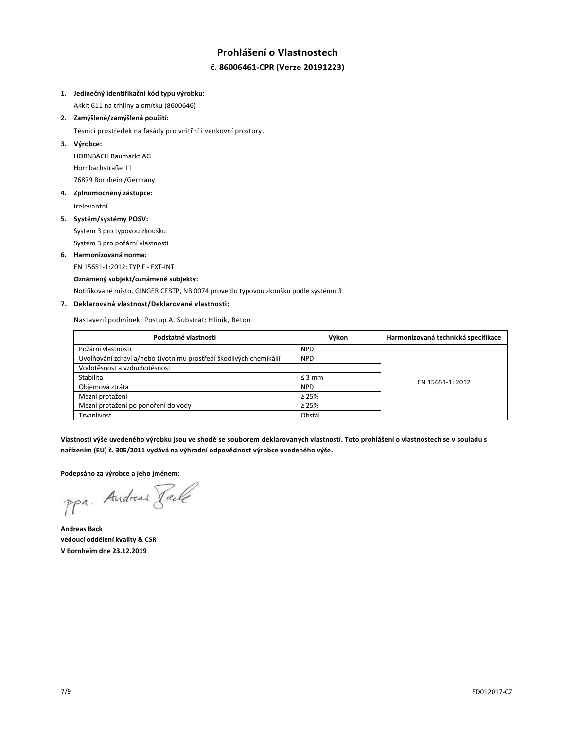# Prohlášení o Vlastnostech

## č. 86006461-CPR (Verze 20191223)

1. **Jedinečný identifikační kód typu výrobku:**

   Akkit 611 na trhliny a omítku (8600646)

2. **Zamýšlené/zamýšlená použití:**

   Těsnicí prostředek na fasády pro vnitřní i venkovní prostory.

3. **Výrobce:**

   HORNBACH Baumarkt AG

   Hornbachstraße 11

   76879 Bornheim/Germany

4. **Zplnomocněný zástupce:**

   irelevantní

5. **Systém/systémy POSV:**

   Systém 3 pro typovou zkoušku

   Systém 3 pro požární vlastnosti

6. **Harmonizovaná norma:**

   EN 15651-1:2012: TYP F - EXT-INT

   **Oznámený subjekt/oznámené subjekty:**

   Notifikované místo, GINGER CEBTP, NB 0074 provedlo typovou zkoušku podle systému 3.

7. **Deklarovaná vlastnost/Deklarované vlastnosti:**

   Nastavení podmínek: Postup A. Substrát: Hliník, Beton

| Podstatné vlastnosti | Výkon | Harmonizovaná technická specifikace |
|---|---|---|
| Požární vlastnosti | NPD | EN 15651-1: 2012 |
| Uvolňování zdraví a/nebo životnímu prostředí škodlivých chemikálií | NPD | |
| Vodotěsnost a vzduchotěsnost | | |
| Stabilita | ≤ 3 mm | |
| Objemová ztráta | NPD | |
| Mezní protažení | ≥ 25% | |
| Mezní protažení po ponoření do vody | ≥ 25% | |
| Trvanlivost | Obstál | |

**Vlastnosti výše uvedeného výrobku jsou ve shodě se souborem deklarovaných vlastností. Toto prohlášení o vlastnostech se v souladu s nařízením (EU) č. 305/2011 vydává na výhradní odpovědnost výrobce uvedeného výše.**

**Podepsáno za výrobce a jeho jménem:**

ppa. Andreas Back

**Andreas Back**
**vedoucí oddělení kvality & CSR**
**V Bornheim dne 23.12.2019**

ED012017-CZ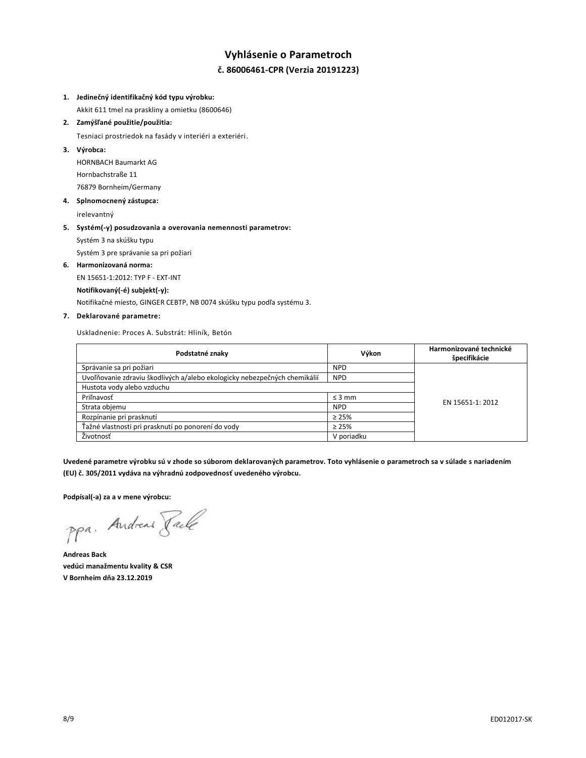# Vyhlásenie o Parametroch

## č. 86006461-CPR (Verzia 20191223)

1. **Jedinečný identifikačný kód typu výrobku:**

   Akkit 611 tmel na praskliny a omietku (8600646)

2. **Zamýšľané použitie/použitia:**

   Tesniaci prostriedok na fasády v interiéri a exteriéri.

3. **Výrobca:**

   HORNBACH Baumarkt AG

   Hornbachstraße 11

   76879 Bornheim/Germany

4. **Splnomocnený zástupca:**

   irelevantný

5. **Systém(-y) posudzovania a overovania nemennosti parametrov:**

   Systém 3 na skúšku typu

   Systém 3 pre správanie sa pri požiari

6. **Harmonizovaná norma:**

   EN 15651-1:2012: TYP F - EXT-INT

   **Notifikovaný(-é) subjekt(-y):**

   Notifikačné miesto, GINGER CEBTP, NB 0074 skúšku typu podľa systému 3.

7. **Deklarované parametre:**

   Uskladnenie: Proces A. Substrát: Hliník, Betón

| Podstatné znaky | Výkon | Harmonizované technické špecifikácie |
|---|---|---|
| Správanie sa pri požiari | NPD | EN 15651-1: 2012 |
| Uvoľňovanie zdraviu škodlivých a/alebo ekologicky nebezpečných chemikálií | NPD | |
| Hustota vody alebo vzduchu | | |
| Priľnavosť | ≤ 3 mm | |
| Strata objemu | NPD | |
| Rozpínanie pri prasknutí | ≥ 25% | |
| Ťažné vlastnosti pri prasknutí po ponorení do vody | ≥ 25% | |
| Životnosť | V poriadku | |

**Uvedené parametre výrobku sú v zhode so súborom deklarovaných parametrov. Toto vyhlásenie o parametroch sa v súlade s nariadením (EU) č. 305/2011 vydáva na výhradnú zodpovednosť uvedeného výrobcu.**

**Podpísal(-a) za a v mene výrobcu:**

ppa. Andreas Back

**Andreas Back**
**vedúci manažmentu kvality & CSR**
**V Bornheim dňa 23.12.2019**

ED012017-SK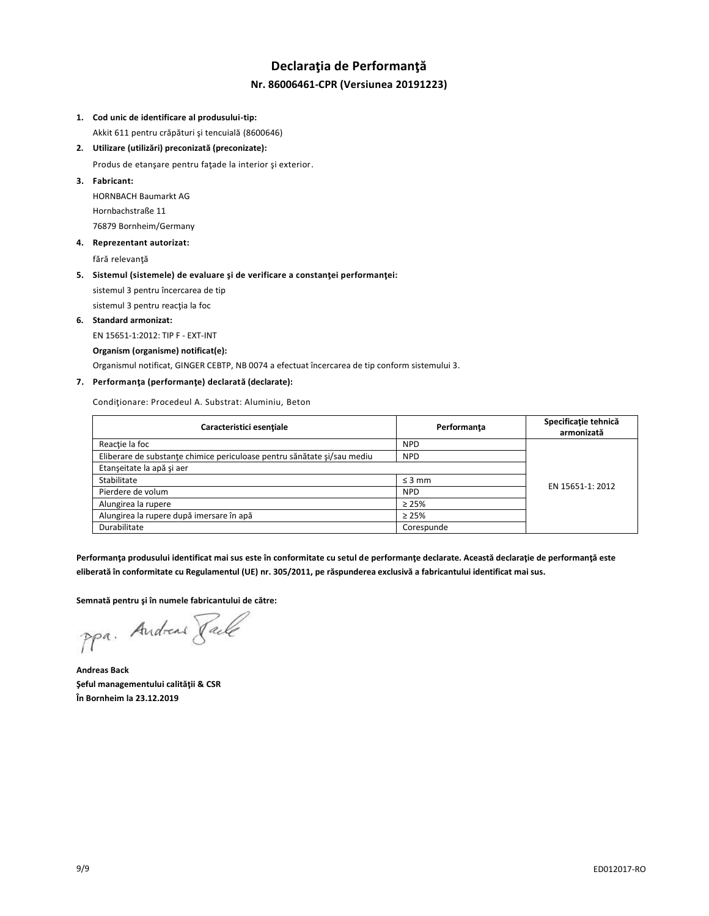# Declaraţia de Performanţă

## Nr. 86006461-CPR (Versiunea 20191223)

1. **Cod unic de identificare al produsului-tip:**
   Akkit 611 pentru crăpături şi tencuială (8600646)
2. **Utilizare (utilizări) preconizată (preconizate):**
   Produs de etanşare pentru faţade la interior şi exterior.
3. **Fabricant:**
   HORNBACH Baumarkt AG
   Hornbachstraße 11
   76879 Bornheim/Germany
4. **Reprezentant autorizat:**
   fără relevanţă
5. **Sistemul (sistemele) de evaluare şi de verificare a constanţei performanţei:**
   sistemul 3 pentru încercarea de tip
   sistemul 3 pentru reacţia la foc
6. **Standard armonizat:**
   EN 15651-1:2012: TIP F - EXT-INT
   **Organism (organisme) notificat(e):**
   Organismul notificat, GINGER CEBTP, NB 0074 a efectuat încercarea de tip conform sistemului 3.
7. **Performanţa (performanţe) declarată (declarate):**

Condiţionare: Procedeul A. Substrat: Aluminiu, Beton

| Caracteristici esenţiale | Performanţa | Specificaţie tehnică armonizată |
|---|---|---|
| Reacţie la foc | NPD | EN 15651-1: 2012 |
| Eliberare de substanţe chimice periculoase pentru sănătate şi/sau mediu | NPD | |
| Etanşeitate la apă şi aer | | |
| Stabilitate | ≤ 3 mm | |
| Pierdere de volum | NPD | |
| Alungirea la rupere | ≥ 25% | |
| Alungirea la rupere după imersare în apă | ≥ 25% | |
| Durabilitate | Corespunde | |

**Performanţa produsului identificat mai sus este în conformitate cu setul de performanţe declarate. Această declaraţie de performanţă este eliberată în conformitate cu Regulamentul (UE) nr. 305/2011, pe răspunderea exclusivă a fabricantului identificat mai sus.**

**Semnată pentru şi în numele fabricantului de către:**

ppa. Andreas Back

**Andreas Back**
**Şeful managementului calităţii & CSR**
**În Bornheim la 23.12.2019**

ED012017-RO